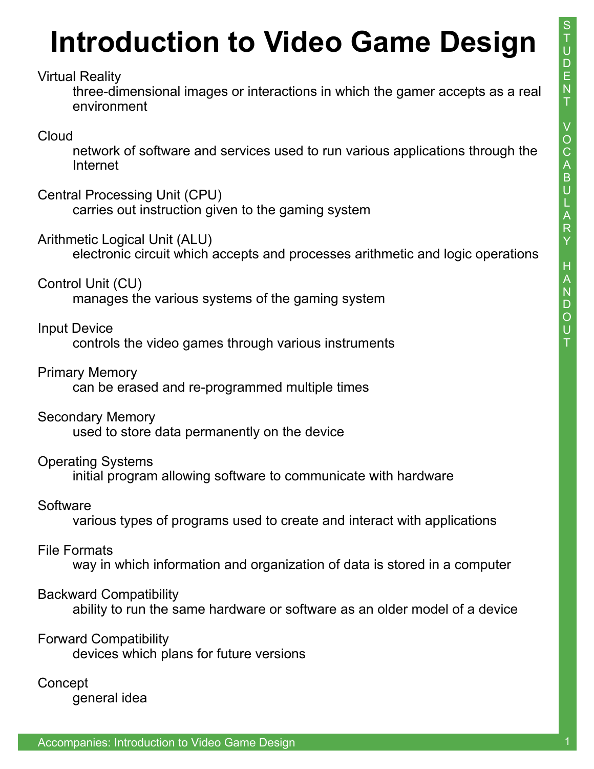# Introduction to Video Game Design

STUDENT VOCABULARY HANDOUT

Virtual Reality
: three-dimensional images or interactions in which the gamer accepts as a real environment

Cloud
: network of software and services used to run various applications through the Internet

Central Processing Unit (CPU)
: carries out instruction given to the gaming system

Arithmetic Logical Unit (ALU)
: electronic circuit which accepts and processes arithmetic and logic operations

Control Unit (CU)
: manages the various systems of the gaming system

Input Device
: controls the video games through various instruments

Primary Memory
: can be erased and re-programmed multiple times

Secondary Memory
: used to store data permanently on the device

Operating Systems
: initial program allowing software to communicate with hardware

Software
: various types of programs used to create and interact with applications

File Formats
: way in which information and organization of data is stored in a computer

Backward Compatibility
: ability to run the same hardware or software as an older model of a device

Forward Compatibility
: devices which plans for future versions

Concept
: general idea

Accompanies: Introduction to Video Game Design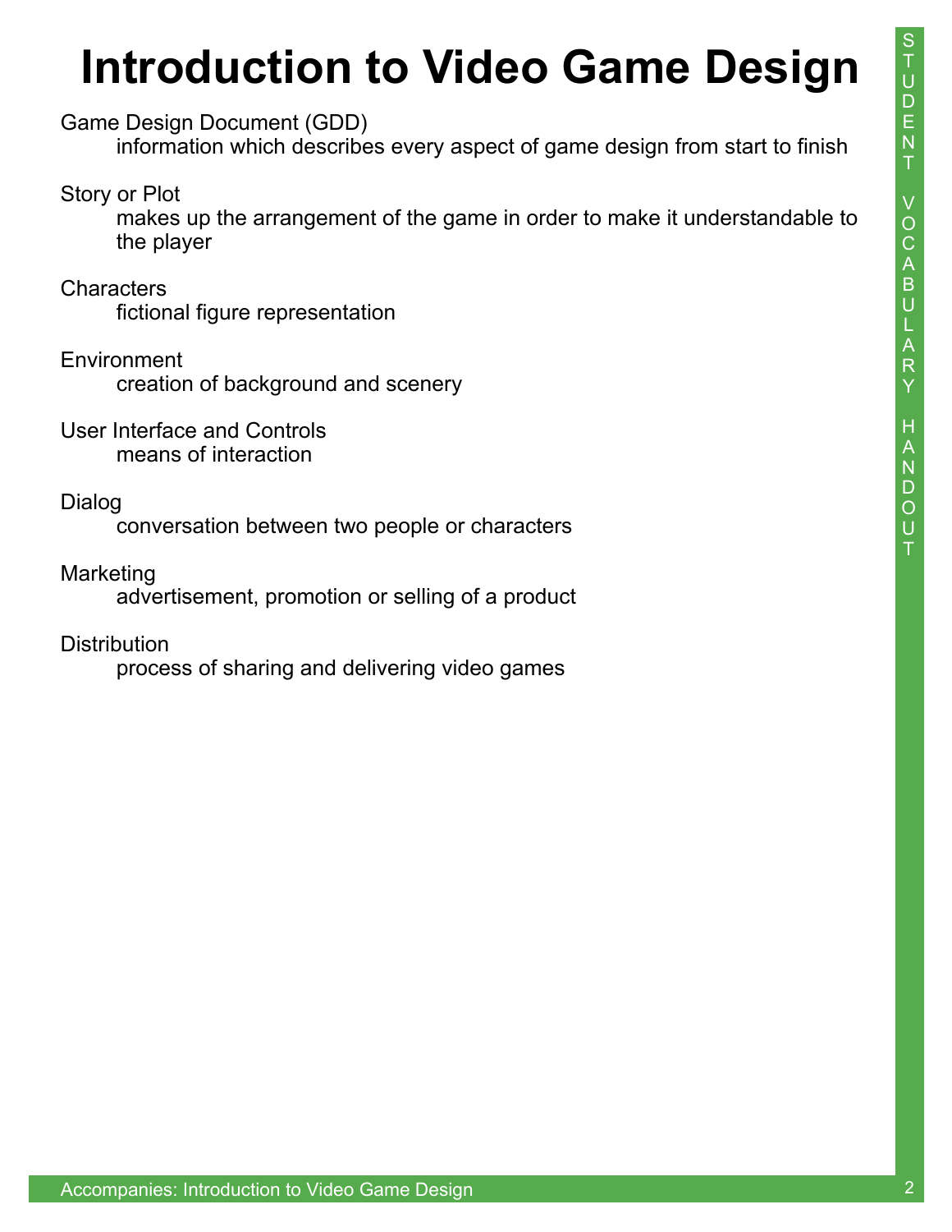# Introduction to Video Game Design

Game Design Document (GDD)
: information which describes every aspect of game design from start to finish

Story or Plot
: makes up the arrangement of the game in order to make it understandable to the player

Characters
: fictional figure representation

Environment
: creation of background and scenery

User Interface and Controls
: means of interaction

Dialog
: conversation between two people or characters

Marketing
: advertisement, promotion or selling of a product

Distribution
: process of sharing and delivering video games